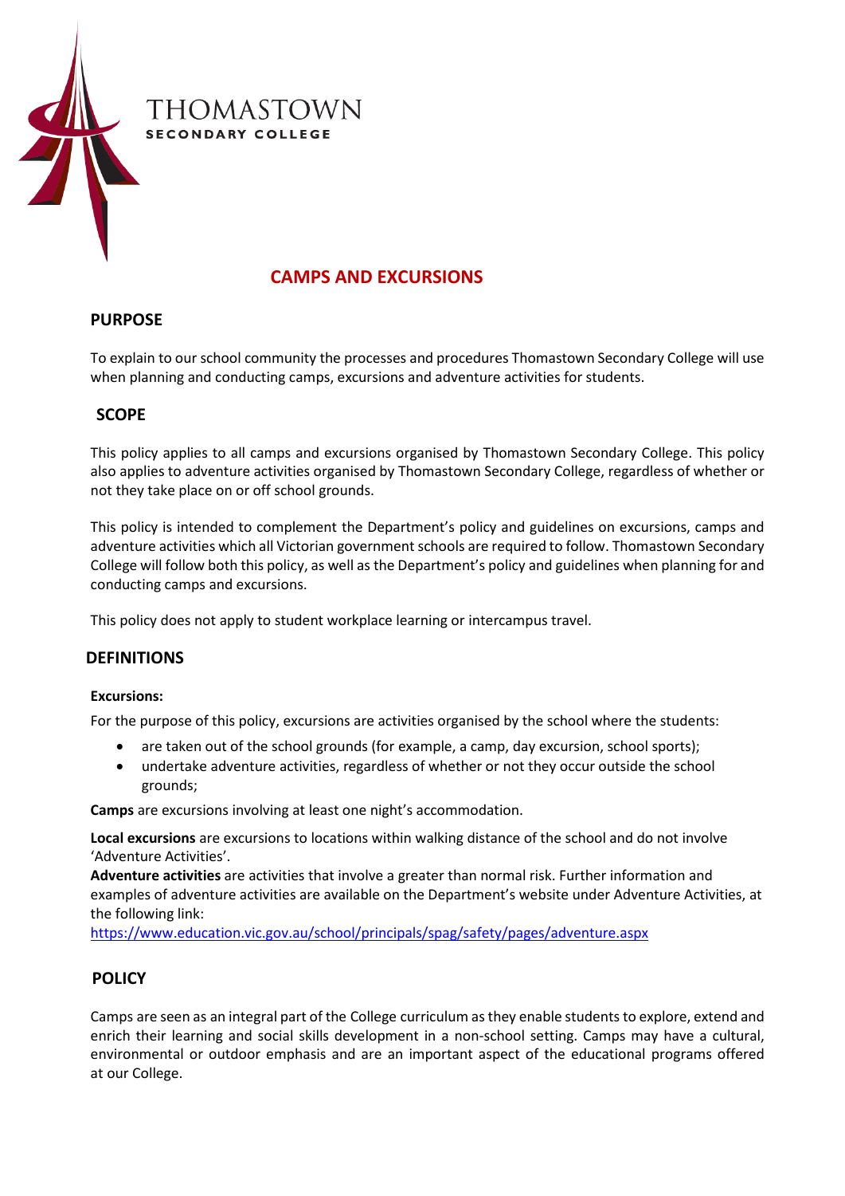THOMASTOWN
SECONDARY COLLEGE

# CAMPS AND EXCURSIONS

## PURPOSE

To explain to our school community the processes and procedures Thomastown Secondary College will use when planning and conducting camps, excursions and adventure activities for students.

## SCOPE

This policy applies to all camps and excursions organised by Thomastown Secondary College. This policy also applies to adventure activities organised by Thomastown Secondary College, regardless of whether or not they take place on or off school grounds.

This policy is intended to complement the Department's policy and guidelines on excursions, camps and adventure activities which all Victorian government schools are required to follow. Thomastown Secondary College will follow both this policy, as well as the Department's policy and guidelines when planning for and conducting camps and excursions.

This policy does not apply to student workplace learning or intercampus travel.

## DEFINITIONS

**Excursions:**

For the purpose of this policy, excursions are activities organised by the school where the students:

- are taken out of the school grounds (for example, a camp, day excursion, school sports);
- undertake adventure activities, regardless of whether or not they occur outside the school grounds;

**Camps** are excursions involving at least one night's accommodation.

**Local excursions** are excursions to locations within walking distance of the school and do not involve 'Adventure Activities'.

**Adventure activities** are activities that involve a greater than normal risk. Further information and examples of adventure activities are available on the Department's website under Adventure Activities, at the following link:
https://www.education.vic.gov.au/school/principals/spag/safety/pages/adventure.aspx

## POLICY

Camps are seen as an integral part of the College curriculum as they enable students to explore, extend and enrich their learning and social skills development in a non-school setting. Camps may have a cultural, environmental or outdoor emphasis and are an important aspect of the educational programs offered at our College.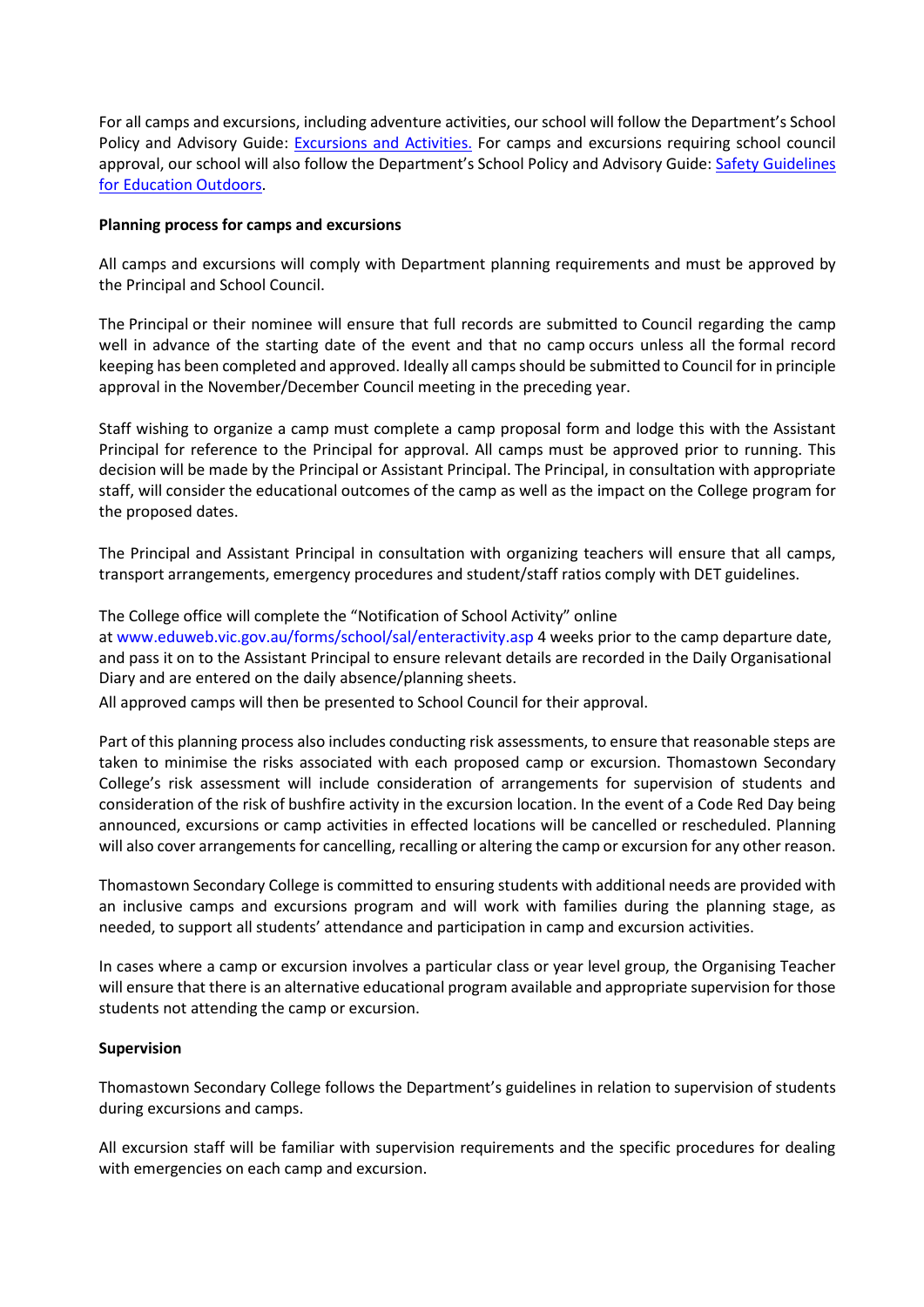For all camps and excursions, including adventure activities, our school will follow the Department's School Policy and Advisory Guide: [Excursions and Activities.](#) For camps and excursions requiring school council approval, our school will also follow the Department's School Policy and Advisory Guide: [Safety Guidelines for Education Outdoors](#).

**Planning process for camps and excursions**

All camps and excursions will comply with Department planning requirements and must be approved by the Principal and School Council.

The Principal or their nominee will ensure that full records are submitted to Council regarding the camp well in advance of the starting date of the event and that no camp occurs unless all the formal record keeping has been completed and approved. Ideally all camps should be submitted to Council for in principle approval in the November/December Council meeting in the preceding year.

Staff wishing to organize a camp must complete a camp proposal form and lodge this with the Assistant Principal for reference to the Principal for approval. All camps must be approved prior to running. This decision will be made by the Principal or Assistant Principal. The Principal, in consultation with appropriate staff, will consider the educational outcomes of the camp as well as the impact on the College program for the proposed dates.

The Principal and Assistant Principal in consultation with organizing teachers will ensure that all camps, transport arrangements, emergency procedures and student/staff ratios comply with DET guidelines.

The College office will complete the "Notification of School Activity" online at www.eduweb.vic.gov.au/forms/school/sal/enteractivity.asp 4 weeks prior to the camp departure date, and pass it on to the Assistant Principal to ensure relevant details are recorded in the Daily Organisational Diary and are entered on the daily absence/planning sheets.

All approved camps will then be presented to School Council for their approval.

Part of this planning process also includes conducting risk assessments, to ensure that reasonable steps are taken to minimise the risks associated with each proposed camp or excursion. Thomastown Secondary College's risk assessment will include consideration of arrangements for supervision of students and consideration of the risk of bushfire activity in the excursion location. In the event of a Code Red Day being announced, excursions or camp activities in effected locations will be cancelled or rescheduled. Planning will also cover arrangements for cancelling, recalling or altering the camp or excursion for any other reason.

Thomastown Secondary College is committed to ensuring students with additional needs are provided with an inclusive camps and excursions program and will work with families during the planning stage, as needed, to support all students' attendance and participation in camp and excursion activities.

In cases where a camp or excursion involves a particular class or year level group, the Organising Teacher will ensure that there is an alternative educational program available and appropriate supervision for those students not attending the camp or excursion.

**Supervision**

Thomastown Secondary College follows the Department's guidelines in relation to supervision of students during excursions and camps.

All excursion staff will be familiar with supervision requirements and the specific procedures for dealing with emergencies on each camp and excursion.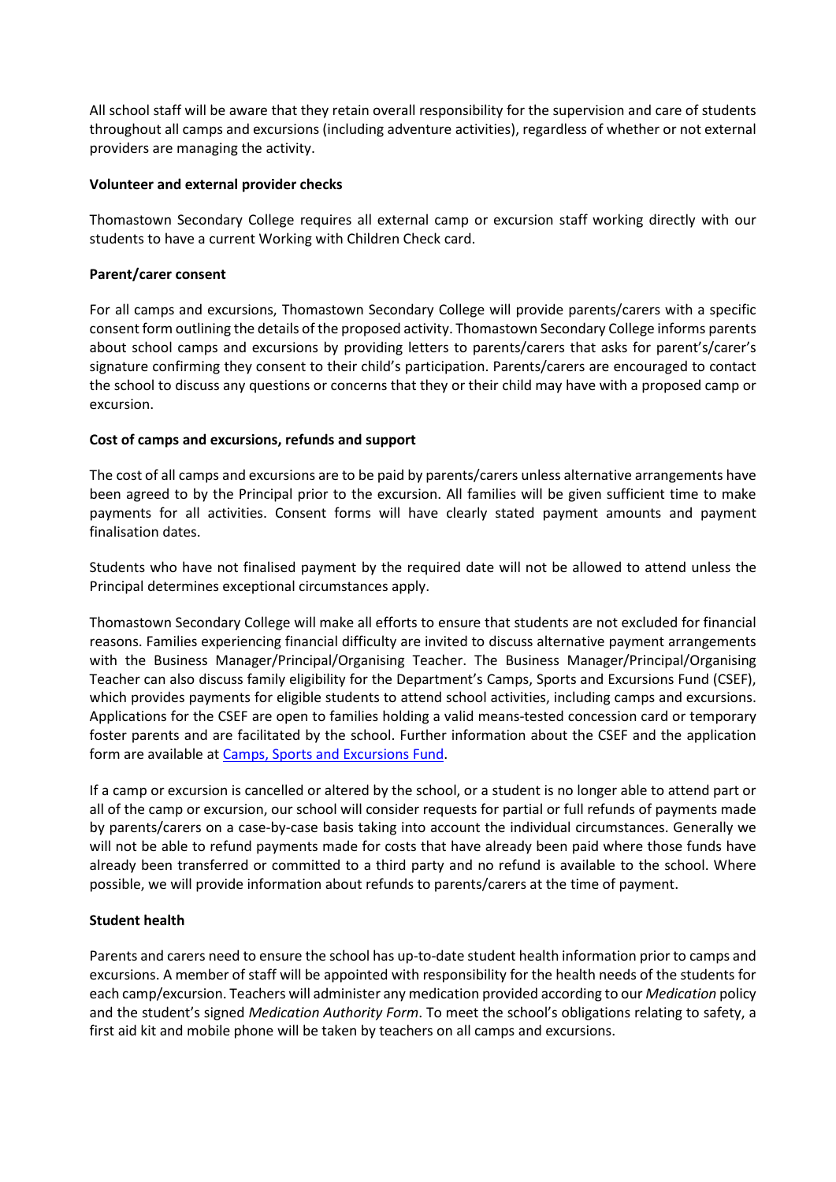All school staff will be aware that they retain overall responsibility for the supervision and care of students throughout all camps and excursions (including adventure activities), regardless of whether or not external providers are managing the activity.

**Volunteer and external provider checks**

Thomastown Secondary College requires all external camp or excursion staff working directly with our students to have a current Working with Children Check card.

**Parent/carer consent**

For all camps and excursions, Thomastown Secondary College will provide parents/carers with a specific consent form outlining the details of the proposed activity. Thomastown Secondary College informs parents about school camps and excursions by providing letters to parents/carers that asks for parent's/carer's signature confirming they consent to their child's participation. Parents/carers are encouraged to contact the school to discuss any questions or concerns that they or their child may have with a proposed camp or excursion.

**Cost of camps and excursions, refunds and support**

The cost of all camps and excursions are to be paid by parents/carers unless alternative arrangements have been agreed to by the Principal prior to the excursion. All families will be given sufficient time to make payments for all activities. Consent forms will have clearly stated payment amounts and payment finalisation dates.

Students who have not finalised payment by the required date will not be allowed to attend unless the Principal determines exceptional circumstances apply.

Thomastown Secondary College will make all efforts to ensure that students are not excluded for financial reasons. Families experiencing financial difficulty are invited to discuss alternative payment arrangements with the Business Manager/Principal/Organising Teacher. The Business Manager/Principal/Organising Teacher can also discuss family eligibility for the Department's Camps, Sports and Excursions Fund (CSEF), which provides payments for eligible students to attend school activities, including camps and excursions. Applications for the CSEF are open to families holding a valid means-tested concession card or temporary foster parents and are facilitated by the school. Further information about the CSEF and the application form are available at [Camps, Sports and Excursions Fund](Camps, Sports and Excursions Fund).

If a camp or excursion is cancelled or altered by the school, or a student is no longer able to attend part or all of the camp or excursion, our school will consider requests for partial or full refunds of payments made by parents/carers on a case-by-case basis taking into account the individual circumstances. Generally we will not be able to refund payments made for costs that have already been paid where those funds have already been transferred or committed to a third party and no refund is available to the school. Where possible, we will provide information about refunds to parents/carers at the time of payment.

**Student health**

Parents and carers need to ensure the school has up-to-date student health information prior to camps and excursions. A member of staff will be appointed with responsibility for the health needs of the students for each camp/excursion. Teachers will administer any medication provided according to our *Medication* policy and the student's signed *Medication Authority Form*. To meet the school's obligations relating to safety, a first aid kit and mobile phone will be taken by teachers on all camps and excursions.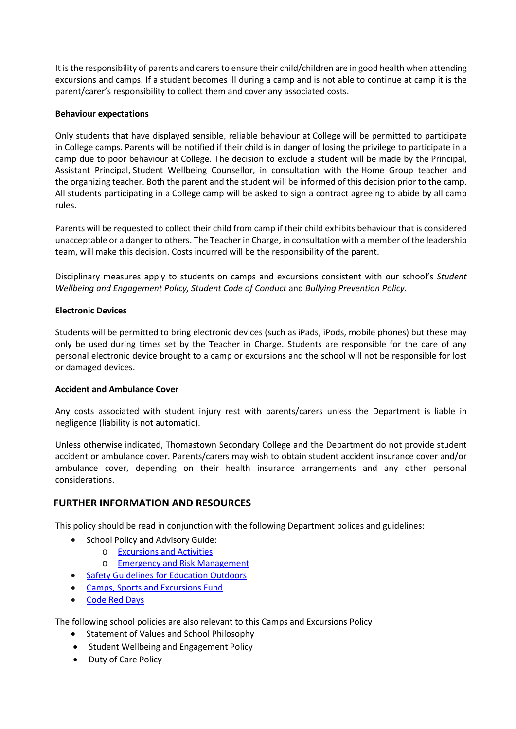It is the responsibility of parents and carers to ensure their child/children are in good health when attending excursions and camps. If a student becomes ill during a camp and is not able to continue at camp it is the parent/carer's responsibility to collect them and cover any associated costs.

**Behaviour expectations**

Only students that have displayed sensible, reliable behaviour at College will be permitted to participate in College camps. Parents will be notified if their child is in danger of losing the privilege to participate in a camp due to poor behaviour at College. The decision to exclude a student will be made by the Principal, Assistant Principal, Student Wellbeing Counsellor, in consultation with the Home Group teacher and the organizing teacher. Both the parent and the student will be informed of this decision prior to the camp. All students participating in a College camp will be asked to sign a contract agreeing to abide by all camp rules.

Parents will be requested to collect their child from camp if their child exhibits behaviour that is considered unacceptable or a danger to others. The Teacher in Charge, in consultation with a member of the leadership team, will make this decision. Costs incurred will be the responsibility of the parent.

Disciplinary measures apply to students on camps and excursions consistent with our school's *Student Wellbeing and Engagement Policy, Student Code of Conduct* and *Bullying Prevention Policy*.

**Electronic Devices**

Students will be permitted to bring electronic devices (such as iPads, iPods, mobile phones) but these may only be used during times set by the Teacher in Charge. Students are responsible for the care of any personal electronic device brought to a camp or excursions and the school will not be responsible for lost or damaged devices.

**Accident and Ambulance Cover**

Any costs associated with student injury rest with parents/carers unless the Department is liable in negligence (liability is not automatic).

Unless otherwise indicated, Thomastown Secondary College and the Department do not provide student accident or ambulance cover. Parents/carers may wish to obtain student accident insurance cover and/or ambulance cover, depending on their health insurance arrangements and any other personal considerations.

## FURTHER INFORMATION AND RESOURCES

This policy should be read in conjunction with the following Department polices and guidelines:

- School Policy and Advisory Guide:
  - Excursions and Activities
  - Emergency and Risk Management
- Safety Guidelines for Education Outdoors
- Camps, Sports and Excursions Fund.
- Code Red Days

The following school policies are also relevant to this Camps and Excursions Policy

- Statement of Values and School Philosophy
- Student Wellbeing and Engagement Policy
- Duty of Care Policy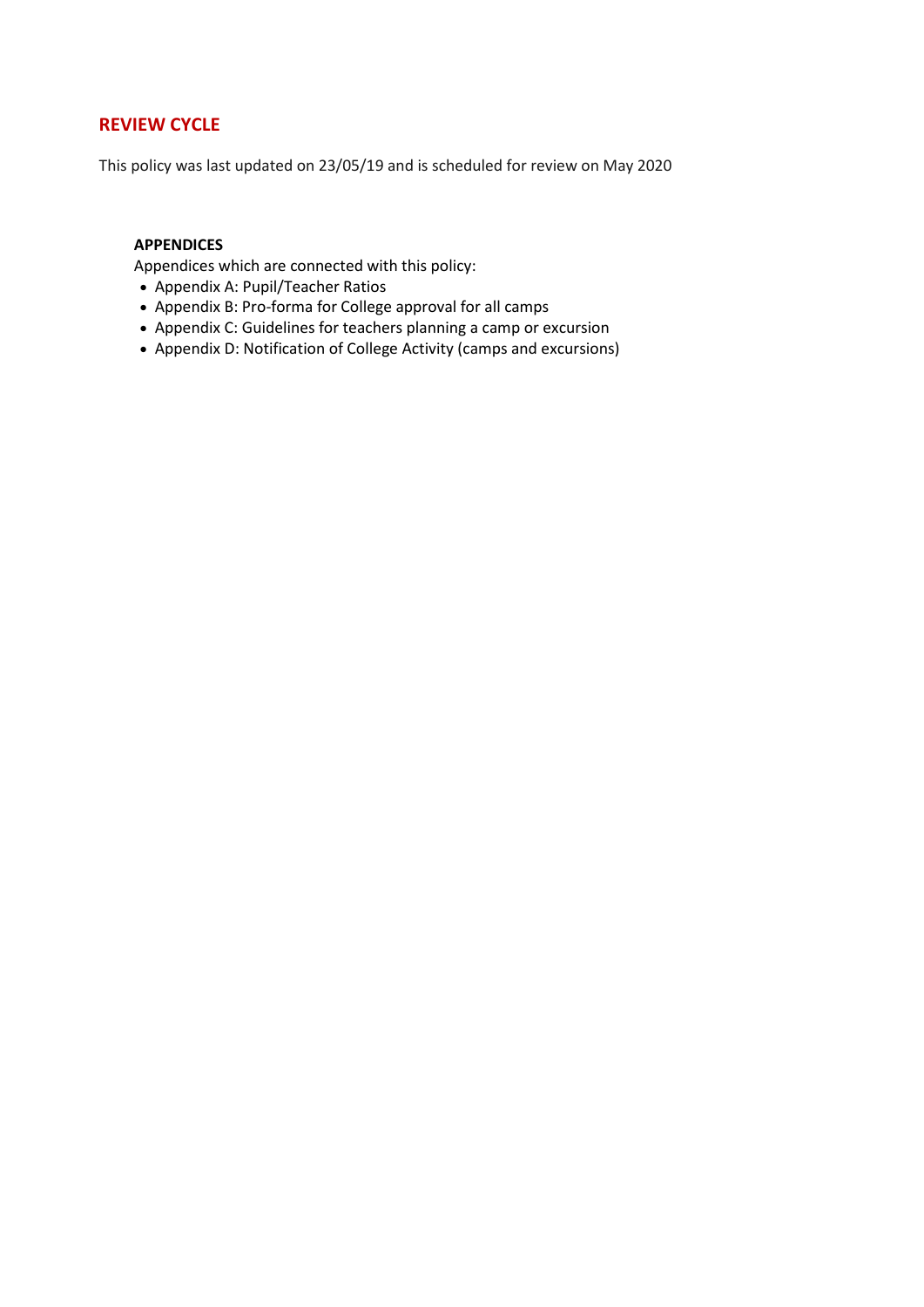## REVIEW CYCLE

This policy was last updated on 23/05/19 and is scheduled for review on May 2020

**APPENDICES**

Appendices which are connected with this policy:

- Appendix A: Pupil/Teacher Ratios
- Appendix B: Pro-forma for College approval for all camps
- Appendix C: Guidelines for teachers planning a camp or excursion
- Appendix D: Notification of College Activity (camps and excursions)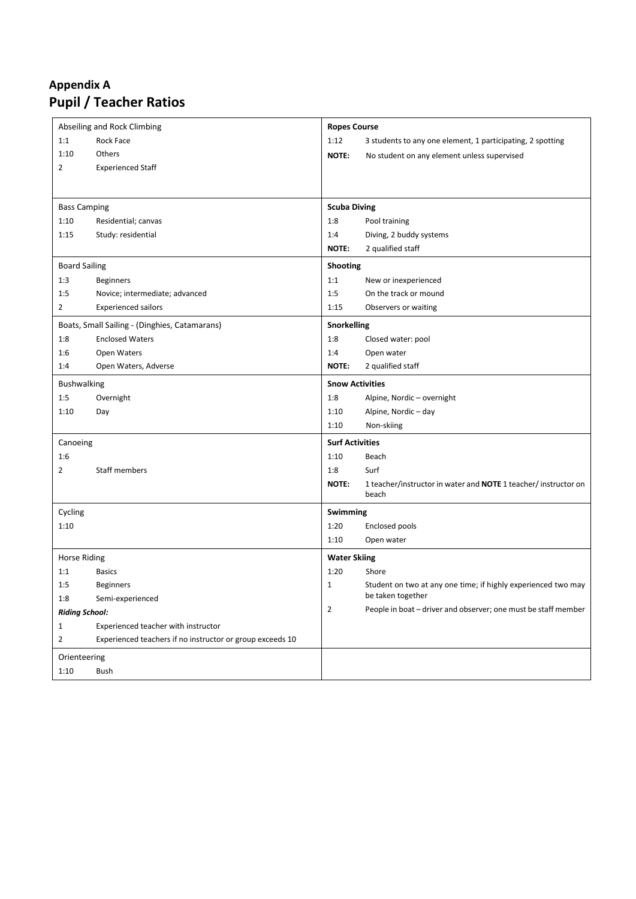# Appendix A
## Pupil / Teacher Ratios

| | | | |
|---|---|---|---|
| Abseiling and Rock Climbing | | **Ropes Course** | |
| 1:1 | Rock Face | 1:12 | 3 students to any one element, 1 participating, 2 spotting |
| 1:10 | Others | **NOTE:** | No student on any element unless supervised |
| 2 | Experienced Staff | | |
| Bass Camping | | **Scuba Diving** | |
| 1:10 | Residential; canvas | 1:8 | Pool training |
| 1:15 | Study: residential | 1:4 | Diving, 2 buddy systems |
| | | **NOTE:** | 2 qualified staff |
| Board Sailing | | **Shooting** | |
| 1:3 | Beginners | 1:1 | New or inexperienced |
| 1:5 | Novice; intermediate; advanced | 1:5 | On the track or mound |
| 2 | Experienced sailors | 1:15 | Observers or waiting |
| Boats, Small Sailing - (Dinghies, Catamarans) | | **Snorkelling** | |
| 1:8 | Enclosed Waters | 1:8 | Closed water: pool |
| 1:6 | Open Waters | 1:4 | Open water |
| 1:4 | Open Waters, Adverse | **NOTE:** | 2 qualified staff |
| Bushwalking | | **Snow Activities** | |
| 1:5 | Overnight | 1:8 | Alpine, Nordic – overnight |
| 1:10 | Day | 1:10 | Alpine, Nordic – day |
| | | 1:10 | Non-skiing |
| Canoeing | | **Surf Activities** | |
| 1:6 | | 1:10 | Beach |
| 2 | Staff members | 1:8 | Surf |
| | | **NOTE:** | 1 teacher/instructor in water and **NOTE** 1 teacher/ instructor on beach |
| Cycling | | **Swimming** | |
| 1:10 | | 1:20 | Enclosed pools |
| | | 1:10 | Open water |
| Horse Riding | | **Water Skiing** | |
| 1:1 | Basics | 1:20 | Shore |
| 1:5 | Beginners | 1 | Student on two at any one time; if highly experienced two may be taken together |
| 1:8 | Semi-experienced | 2 | People in boat – driver and observer; one must be staff member |
| ***Riding School:*** | | | |
| 1 | Experienced teacher with instructor | | |
| 2 | Experienced teachers if no instructor or group exceeds 10 | | |
| Orienteering | | | |
| 1:10 | Bush | | |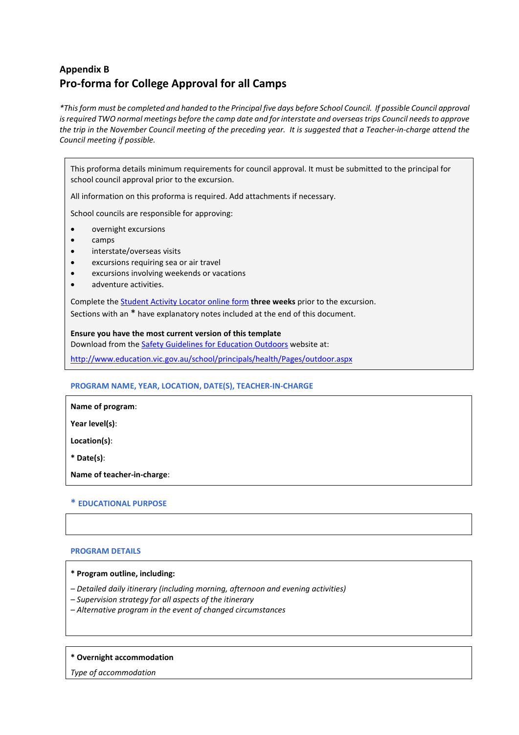## Appendix B

# Pro-forma for College Approval for all Camps

*\*This form must be completed and handed to the Principal five days before School Council. If possible Council approval is required TWO normal meetings before the camp date and for interstate and overseas trips Council needs to approve the trip in the November Council meeting of the preceding year. It is suggested that a Teacher-in-charge attend the Council meeting if possible.*

This proforma details minimum requirements for council approval. It must be submitted to the principal for school council approval prior to the excursion.

All information on this proforma is required. Add attachments if necessary.

School councils are responsible for approving:

- overnight excursions
- camps
- interstate/overseas visits
- excursions requiring sea or air travel
- excursions involving weekends or vacations
- adventure activities.

Complete the Student Activity Locator online form **three weeks** prior to the excursion.
Sections with an * have explanatory notes included at the end of this document.

**Ensure you have the most current version of this template**
Download from the Safety Guidelines for Education Outdoors website at:

http://www.education.vic.gov.au/school/principals/health/Pages/outdoor.aspx

### PROGRAM NAME, YEAR, LOCATION, DATE(S), TEACHER-IN-CHARGE

**Name of program**:

**Year level(s)**:

**Location(s)**:

*** Date(s)**:

**Name of teacher-in-charge**:

### * EDUCATIONAL PURPOSE

### PROGRAM DETAILS

**\* Program outline, including:**

*– Detailed daily itinerary (including morning, afternoon and evening activities)*
*– Supervision strategy for all aspects of the itinerary*
*– Alternative program in the event of changed circumstances*

**\* Overnight accommodation**

*Type of accommodation*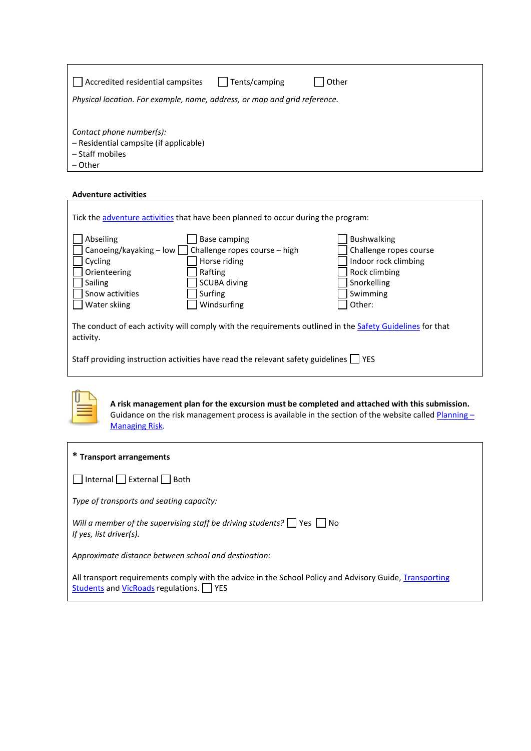☐ Accredited residential campsites ☐ Tents/camping ☐ Other

*Physical location. For example, name, address, or map and grid reference.*

*Contact phone number(s):*
– Residential campsite (if applicable)
– Staff mobiles
– Other

**Adventure activities**

Tick the adventure activities that have been planned to occur during the program:

| | | |
|---|---|---|
| ☐ Abseiling | ☐ Base camping | ☐ Bushwalking |
| ☐ Canoeing/kayaking – low | ☐ Challenge ropes course – high | ☐ Challenge ropes course |
| ☐ Cycling | ☐ Horse riding | ☐ Indoor rock climbing |
| ☐ Orienteering | ☐ Rafting | ☐ Rock climbing |
| ☐ Sailing | ☐ SCUBA diving | ☐ Snorkelling |
| ☐ Snow activities | ☐ Surfing | ☐ Swimming |
| ☐ Water skiing | ☐ Windsurfing | ☐ Other: |

The conduct of each activity will comply with the requirements outlined in the Safety Guidelines for that activity.

Staff providing instruction activities have read the relevant safety guidelines ☐ YES

**A risk management plan for the excursion must be completed and attached with this submission.**
Guidance on the risk management process is available in the section of the website called Planning – Managing Risk.

**\* Transport arrangements**

☐ Internal ☐ External ☐ Both

*Type of transports and seating capacity:*

*Will a member of the supervising staff be driving students?* ☐ Yes ☐ No
*If yes, list driver(s).*

*Approximate distance between school and destination:*

All transport requirements comply with the advice in the School Policy and Advisory Guide, Transporting Students and VicRoads regulations. ☐ YES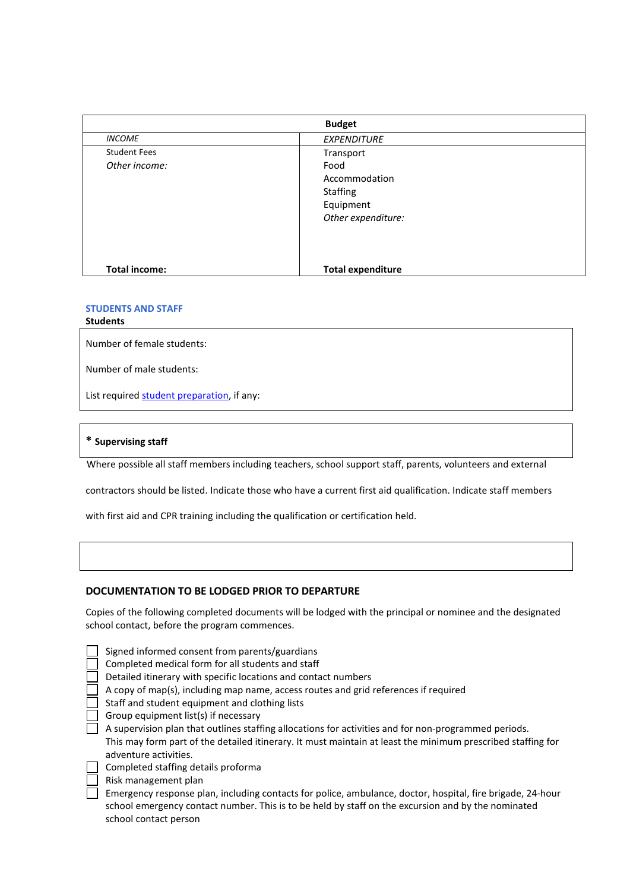| Budget | |
|---|---|
| *INCOME* | *EXPENDITURE* |
| Student Fees<br>*Other income:* | Transport<br>Food<br>Accommodation<br>Staffing<br>Equipment<br>*Other expenditure:* |
| **Total income:** | **Total expenditure** |

## STUDENTS AND STAFF

**Students**

Number of female students:

Number of male students:

List required student preparation, if any:

**\* Supervising staff**

Where possible all staff members including teachers, school support staff, parents, volunteers and external contractors should be listed. Indicate those who have a current first aid qualification. Indicate staff members with first aid and CPR training including the qualification or certification held.

## DOCUMENTATION TO BE LODGED PRIOR TO DEPARTURE

Copies of the following completed documents will be lodged with the principal or nominee and the designated school contact, before the program commences.

- ☐ Signed informed consent from parents/guardians
- ☐ Completed medical form for all students and staff
- ☐ Detailed itinerary with specific locations and contact numbers
- ☐ A copy of map(s), including map name, access routes and grid references if required
- ☐ Staff and student equipment and clothing lists
- ☐ Group equipment list(s) if necessary
- ☐ A supervision plan that outlines staffing allocations for activities and for non-programmed periods. This may form part of the detailed itinerary. It must maintain at least the minimum prescribed staffing for adventure activities.
- ☐ Completed staffing details proforma
- ☐ Risk management plan
- ☐ Emergency response plan, including contacts for police, ambulance, doctor, hospital, fire brigade, 24-hour school emergency contact number. This is to be held by staff on the excursion and by the nominated school contact person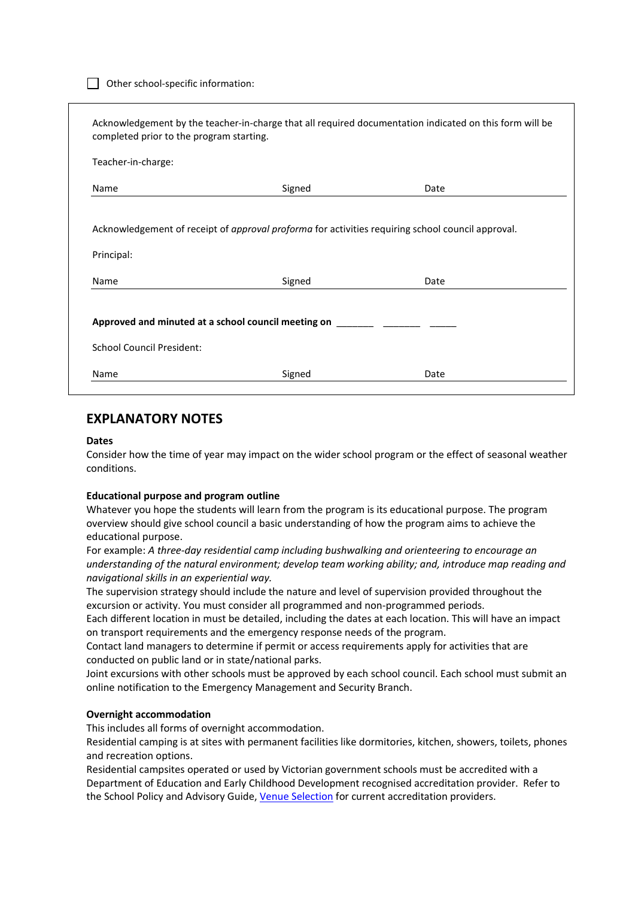☐ Other school-specific information:

Acknowledgement by the teacher-in-charge that all required documentation indicated on this form will be completed prior to the program starting.

Teacher-in-charge:

| Name | Signed | Date |
|---|---|---|
| | | |

Acknowledgement of receipt of *approval proforma* for activities requiring school council approval.

Principal:

| Name | Signed | Date |
|---|---|---|
| | | |

**Approved and minuted at a school council meeting on** _______ _______ _____

School Council President:

| Name | Signed | Date |
|---|---|---|
| | | |

## EXPLANATORY NOTES

**Dates**

Consider how the time of year may impact on the wider school program or the effect of seasonal weather conditions.

**Educational purpose and program outline**

Whatever you hope the students will learn from the program is its educational purpose. The program overview should give school council a basic understanding of how the program aims to achieve the educational purpose.

For example: *A three-day residential camp including bushwalking and orienteering to encourage an understanding of the natural environment; develop team working ability; and, introduce map reading and navigational skills in an experiential way.*

The supervision strategy should include the nature and level of supervision provided throughout the excursion or activity. You must consider all programmed and non-programmed periods.

Each different location in must be detailed, including the dates at each location. This will have an impact on transport requirements and the emergency response needs of the program.

Contact land managers to determine if permit or access requirements apply for activities that are conducted on public land or in state/national parks.

Joint excursions with other schools must be approved by each school council. Each school must submit an online notification to the Emergency Management and Security Branch.

**Overnight accommodation**

This includes all forms of overnight accommodation.

Residential camping is at sites with permanent facilities like dormitories, kitchen, showers, toilets, phones and recreation options.

Residential campsites operated or used by Victorian government schools must be accredited with a Department of Education and Early Childhood Development recognised accreditation provider. Refer to the School Policy and Advisory Guide, Venue Selection for current accreditation providers.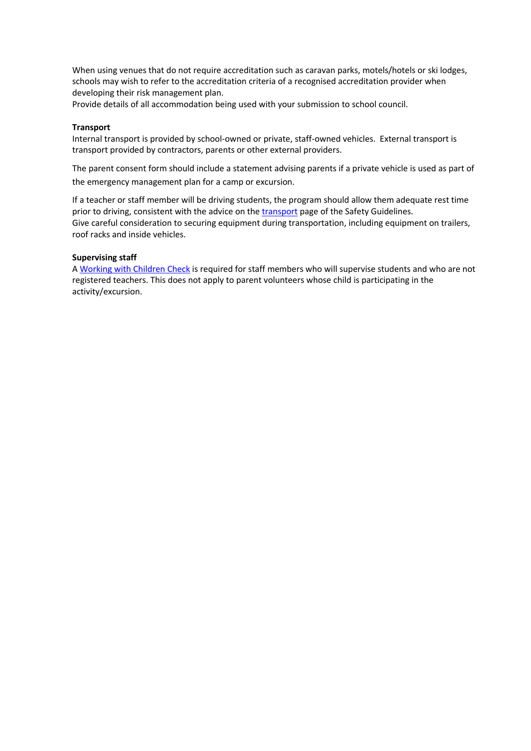When using venues that do not require accreditation such as caravan parks, motels/hotels or ski lodges, schools may wish to refer to the accreditation criteria of a recognised accreditation provider when developing their risk management plan.

Provide details of all accommodation being used with your submission to school council.

**Transport**

Internal transport is provided by school-owned or private, staff-owned vehicles. External transport is transport provided by contractors, parents or other external providers.

The parent consent form should include a statement advising parents if a private vehicle is used as part of the emergency management plan for a camp or excursion.

If a teacher or staff member will be driving students, the program should allow them adequate rest time prior to driving, consistent with the advice on the transport page of the Safety Guidelines.

Give careful consideration to securing equipment during transportation, including equipment on trailers, roof racks and inside vehicles.

**Supervising staff**

A Working with Children Check is required for staff members who will supervise students and who are not registered teachers. This does not apply to parent volunteers whose child is participating in the activity/excursion.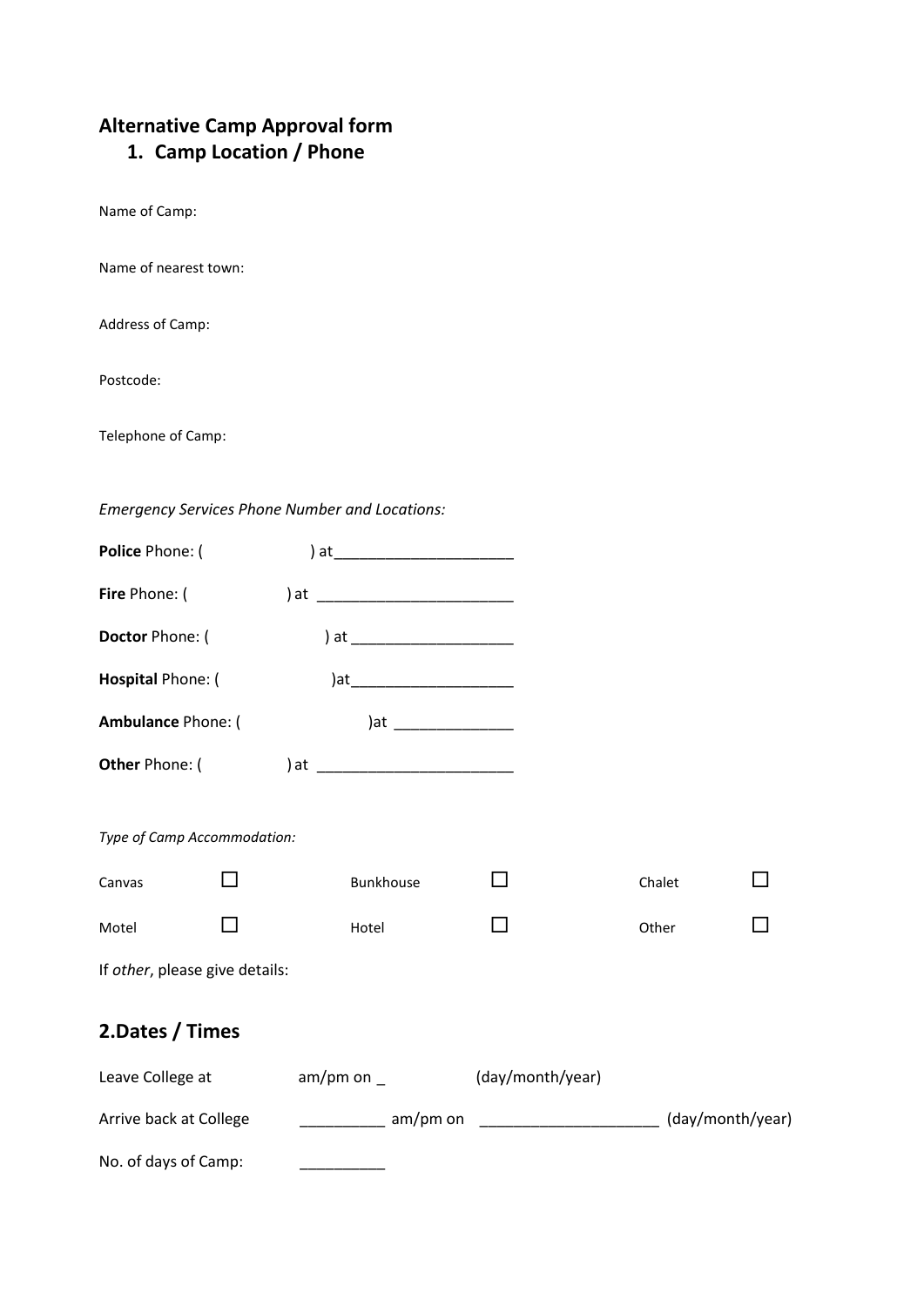## Alternative Camp Approval form

### 1. Camp Location / Phone

Name of Camp:

Name of nearest town:

Address of Camp:

Postcode:

Telephone of Camp:

*Emergency Services Phone Number and Locations:*

**Police** Phone: ( ) at_____________________

**Fire** Phone: ( ) at _______________________

**Doctor** Phone: ( ) at ___________________

**Hospital** Phone: ( )at___________________

**Ambulance** Phone: ( )at ______________

**Other** Phone: ( ) at _______________________

*Type of Camp Accommodation:*

| | | | | | |
|---|---|---|---|---|---|
| Canvas | ☐ | Bunkhouse | ☐ | Chalet | ☐ |
| Motel | ☐ | Hotel | ☐ | Other | ☐ |

If *other*, please give details:

### 2.Dates / Times

Leave College at am/pm on _ (day/month/year)

Arrive back at College __________ am/pm on _____________________ (day/month/year)

No. of days of Camp: __________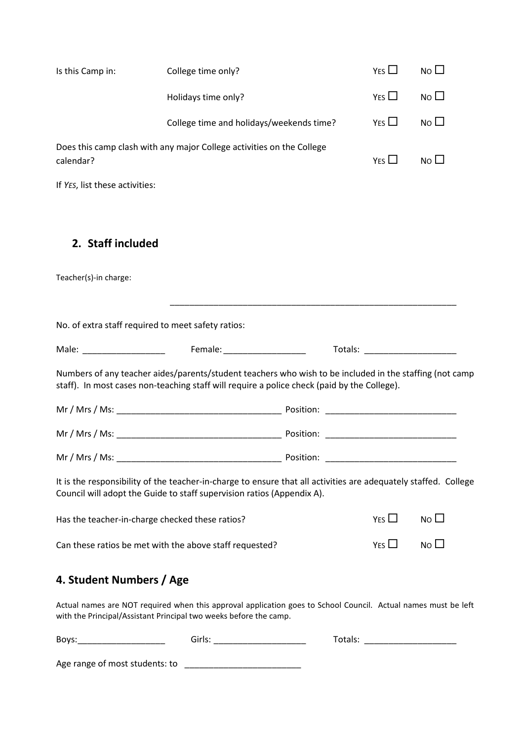| | | | |
|---|---|---|---|
| Is this Camp in: | College time only? | YES ☐ | NO ☐ |
| | Holidays time only? | YES ☐ | NO ☐ |
| | College time and holidays/weekends time? | YES ☐ | NO ☐ |

Does this camp clash with any major College activities on the College calendar? YES ☐ NO ☐

If *YES*, list these activities:

## 2. Staff included

Teacher(s)-in charge:

\_\_\_\_\_\_\_\_\_\_\_\_\_\_\_\_\_\_\_\_\_\_\_\_\_\_\_\_\_\_\_\_\_\_\_\_\_\_\_\_\_\_\_\_\_\_\_\_\_\_\_\_\_\_\_\_

No. of extra staff required to meet safety ratios:

Male: \_\_\_\_\_\_\_\_\_\_\_\_\_\_\_\_\_ Female:\_\_\_\_\_\_\_\_\_\_\_\_\_\_\_\_\_ Totals: \_\_\_\_\_\_\_\_\_\_\_\_\_\_\_\_\_\_\_

Numbers of any teacher aides/parents/student teachers who wish to be included in the staffing (not camp staff). In most cases non-teaching staff will require a police check (paid by the College).

Mr / Mrs / Ms: \_\_\_\_\_\_\_\_\_\_\_\_\_\_\_\_\_\_\_\_\_\_\_\_\_\_\_\_\_\_\_\_\_\_ Position: \_\_\_\_\_\_\_\_\_\_\_\_\_\_\_\_\_\_\_\_\_\_\_\_\_\_\_

Mr / Mrs / Ms: \_\_\_\_\_\_\_\_\_\_\_\_\_\_\_\_\_\_\_\_\_\_\_\_\_\_\_\_\_\_\_\_\_\_ Position: \_\_\_\_\_\_\_\_\_\_\_\_\_\_\_\_\_\_\_\_\_\_\_\_\_\_\_

Mr / Mrs / Ms: \_\_\_\_\_\_\_\_\_\_\_\_\_\_\_\_\_\_\_\_\_\_\_\_\_\_\_\_\_\_\_\_\_\_ Position: \_\_\_\_\_\_\_\_\_\_\_\_\_\_\_\_\_\_\_\_\_\_\_\_\_\_\_

It is the responsibility of the teacher-in-charge to ensure that all activities are adequately staffed. College Council will adopt the Guide to staff supervision ratios (Appendix A).

| | | |
|---|---|---|
| Has the teacher-in-charge checked these ratios? | YES ☐ | NO ☐ |
| Can these ratios be met with the above staff requested? | YES ☐ | NO ☐ |

## 4. Student Numbers / Age

Actual names are NOT required when this approval application goes to School Council. Actual names must be left with the Principal/Assistant Principal two weeks before the camp.

Boys:\_\_\_\_\_\_\_\_\_\_\_\_\_\_\_\_\_\_ Girls: \_\_\_\_\_\_\_\_\_\_\_\_\_\_\_\_\_\_\_ Totals: \_\_\_\_\_\_\_\_\_\_\_\_\_\_\_\_\_\_\_

Age range of most students: to \_\_\_\_\_\_\_\_\_\_\_\_\_\_\_\_\_\_\_\_\_\_\_\_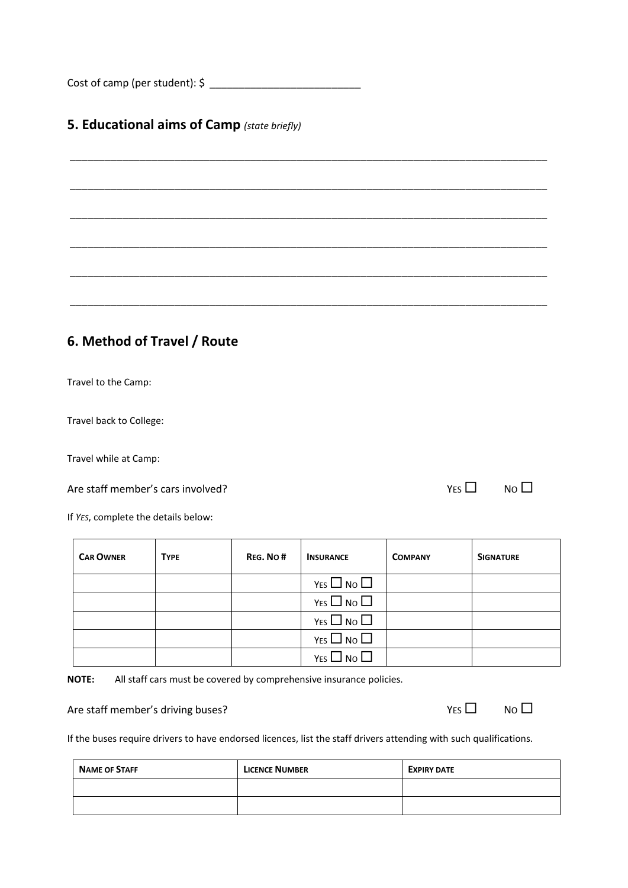Cost of camp (per student): $ __________________________

## 5. Educational aims of Camp *(state briefly)*

_____________________________________________________________________________________

_____________________________________________________________________________________

_____________________________________________________________________________________

_____________________________________________________________________________________

_____________________________________________________________________________________

_____________________________________________________________________________________

## 6. Method of Travel / Route

Travel to the Camp:

Travel back to College:

Travel while at Camp:

Are staff member's cars involved? YES ☐ NO ☐

If *YES*, complete the details below:

| CAR OWNER | TYPE | REG. NO # | INSURANCE | COMPANY | SIGNATURE |
|---|---|---|---|---|---|
| | | | YES ☐ NO ☐ | | |
| | | | YES ☐ NO ☐ | | |
| | | | YES ☐ NO ☐ | | |
| | | | YES ☐ NO ☐ | | |
| | | | YES ☐ NO ☐ | | |

**NOTE:** All staff cars must be covered by comprehensive insurance policies.

Are staff member's driving buses? YES ☐ NO ☐

If the buses require drivers to have endorsed licences, list the staff drivers attending with such qualifications.

| NAME OF STAFF | LICENCE NUMBER | EXPIRY DATE |
|---|---|---|
| | | |
| | | |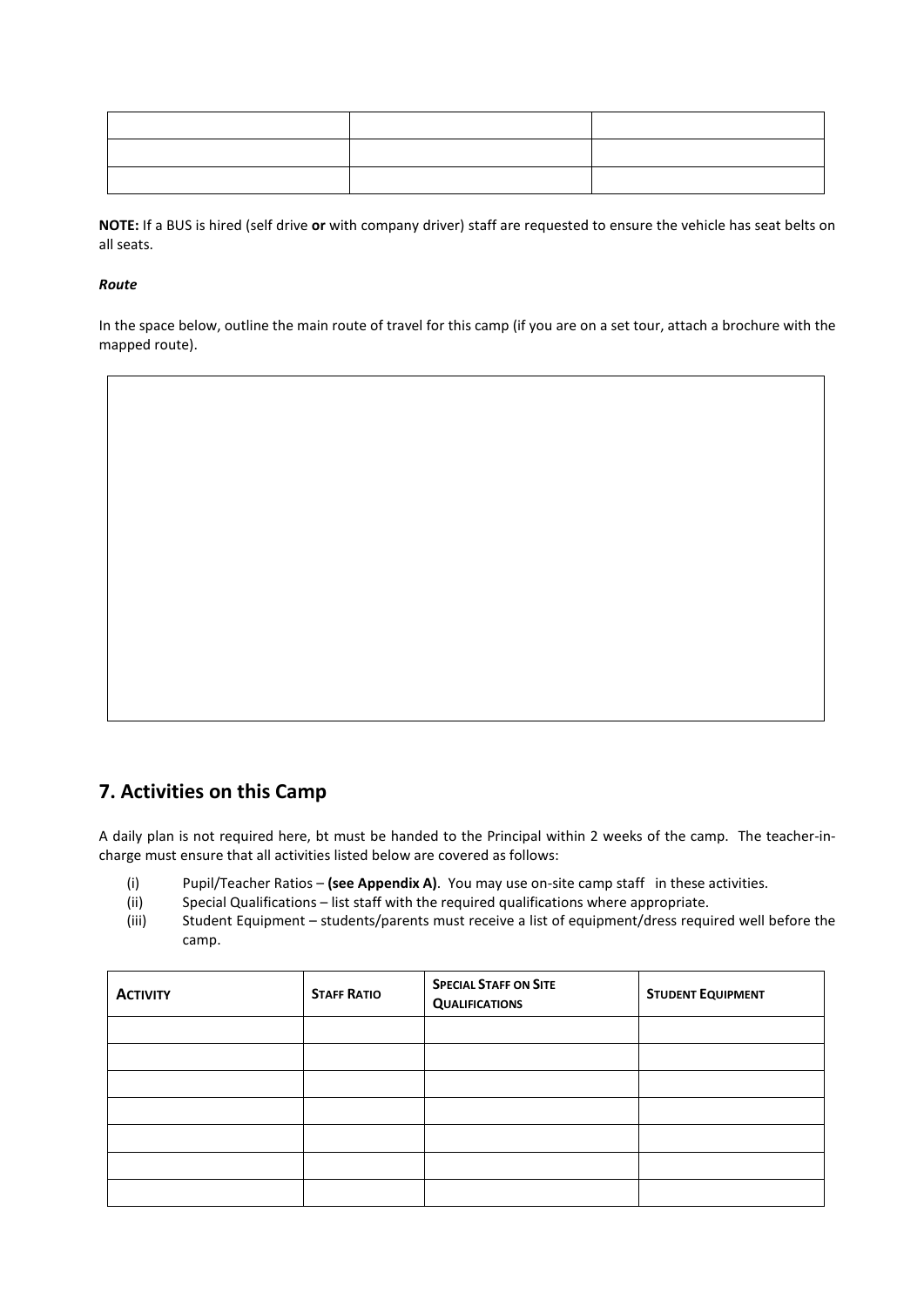| | | |
|---|---|---|
| | | |
| | | |
| | | |

**NOTE:** If a BUS is hired (self drive **or** with company driver) staff are requested to ensure the vehicle has seat belts on all seats.

***Route***

In the space below, outline the main route of travel for this camp (if you are on a set tour, attach a brochure with the mapped route).

| |
|---|
| |

## 7. Activities on this Camp

A daily plan is not required here, bt must be handed to the Principal within 2 weeks of the camp. The teacher-in-charge must ensure that all activities listed below are covered as follows:

(i) Pupil/Teacher Ratios – **(see Appendix A)**. You may use on-site camp staff in these activities.
(ii) Special Qualifications – list staff with the required qualifications where appropriate.
(iii) Student Equipment – students/parents must receive a list of equipment/dress required well before the camp.

| ACTIVITY | STAFF RATIO | SPECIAL STAFF ON SITE QUALIFICATIONS | STUDENT EQUIPMENT |
|---|---|---|---|
| | | | |
| | | | |
| | | | |
| | | | |
| | | | |
| | | | |
| | | | |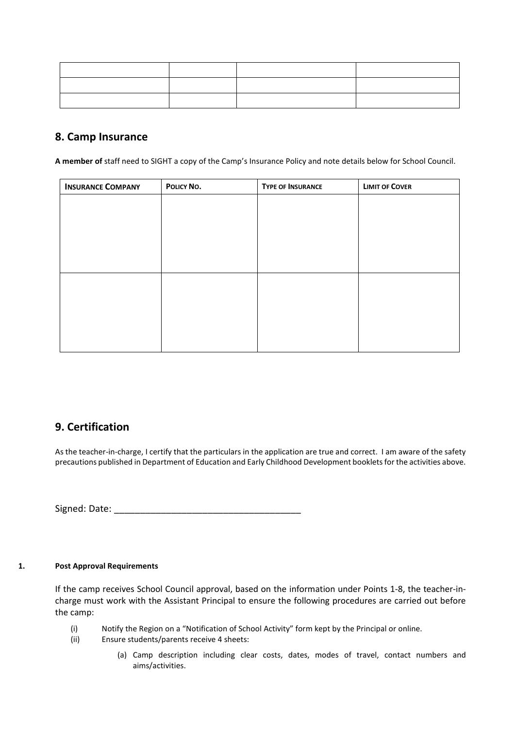| | | | |
|---|---|---|---|
| | | | |
| | | | |
| | | | |

## 8. Camp Insurance

**A member of** staff need to SIGHT a copy of the Camp's Insurance Policy and note details below for School Council.

| INSURANCE COMPANY | POLICY NO. | TYPE OF INSURANCE | LIMIT OF COVER |
|---|---|---|---|
| | | | |
| | | | |

## 9. Certification

As the teacher-in-charge, I certify that the particulars in the application are true and correct. I am aware of the safety precautions published in Department of Education and Early Childhood Development booklets for the activities above.

Signed: Date: ____________________________________

**1. Post Approval Requirements**

If the camp receives School Council approval, based on the information under Points 1-8, the teacher-in-charge must work with the Assistant Principal to ensure the following procedures are carried out before the camp:

(i) Notify the Region on a "Notification of School Activity" form kept by the Principal or online.

(ii) Ensure students/parents receive 4 sheets:

(a) Camp description including clear costs, dates, modes of travel, contact numbers and aims/activities.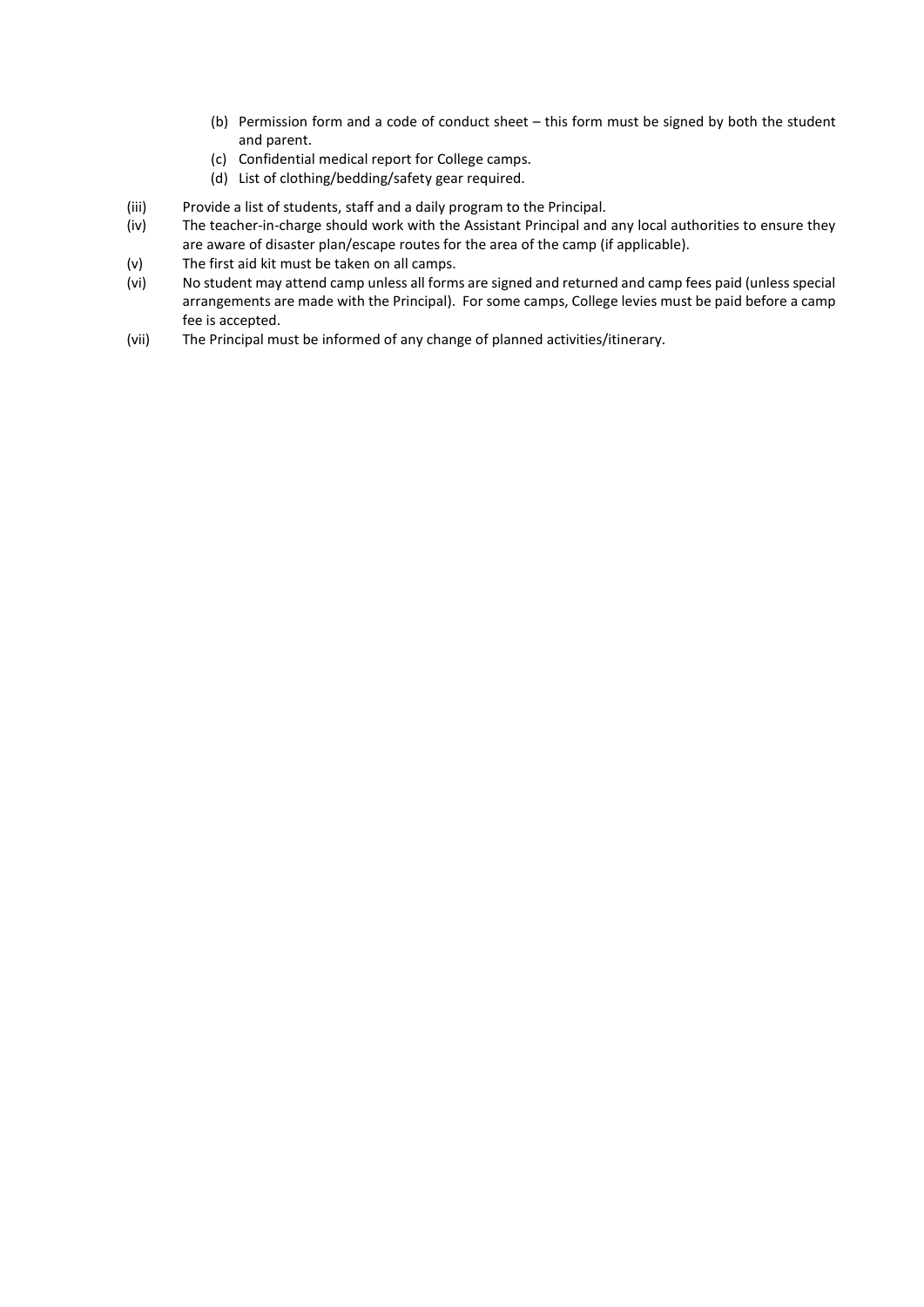(b) Permission form and a code of conduct sheet – this form must be signed by both the student and parent.
    (c) Confidential medical report for College camps.
    (d) List of clothing/bedding/safety gear required.

(iii) Provide a list of students, staff and a daily program to the Principal.

(iv) The teacher-in-charge should work with the Assistant Principal and any local authorities to ensure they are aware of disaster plan/escape routes for the area of the camp (if applicable).

(v) The first aid kit must be taken on all camps.

(vi) No student may attend camp unless all forms are signed and returned and camp fees paid (unless special arrangements are made with the Principal). For some camps, College levies must be paid before a camp fee is accepted.

(vii) The Principal must be informed of any change of planned activities/itinerary.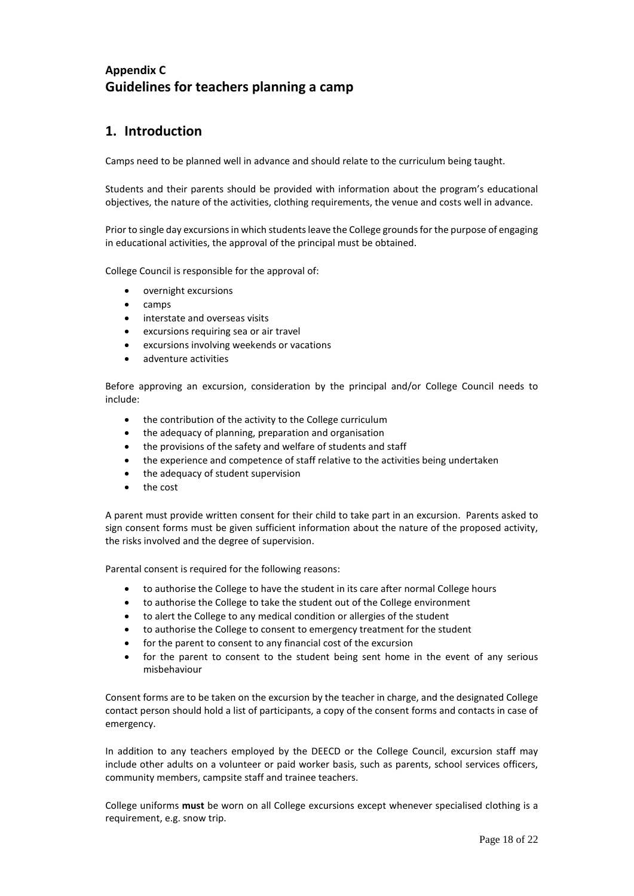## Appendix C
## Guidelines for teachers planning a camp

## 1. Introduction

Camps need to be planned well in advance and should relate to the curriculum being taught.

Students and their parents should be provided with information about the program's educational objectives, the nature of the activities, clothing requirements, the venue and costs well in advance.

Prior to single day excursions in which students leave the College grounds for the purpose of engaging in educational activities, the approval of the principal must be obtained.

College Council is responsible for the approval of:

- overnight excursions
- camps
- interstate and overseas visits
- excursions requiring sea or air travel
- excursions involving weekends or vacations
- adventure activities

Before approving an excursion, consideration by the principal and/or College Council needs to include:

- the contribution of the activity to the College curriculum
- the adequacy of planning, preparation and organisation
- the provisions of the safety and welfare of students and staff
- the experience and competence of staff relative to the activities being undertaken
- the adequacy of student supervision
- the cost

A parent must provide written consent for their child to take part in an excursion. Parents asked to sign consent forms must be given sufficient information about the nature of the proposed activity, the risks involved and the degree of supervision.

Parental consent is required for the following reasons:

- to authorise the College to have the student in its care after normal College hours
- to authorise the College to take the student out of the College environment
- to alert the College to any medical condition or allergies of the student
- to authorise the College to consent to emergency treatment for the student
- for the parent to consent to any financial cost of the excursion
- for the parent to consent to the student being sent home in the event of any serious misbehaviour

Consent forms are to be taken on the excursion by the teacher in charge, and the designated College contact person should hold a list of participants, a copy of the consent forms and contacts in case of emergency.

In addition to any teachers employed by the DEECD or the College Council, excursion staff may include other adults on a volunteer or paid worker basis, such as parents, school services officers, community members, campsite staff and trainee teachers.

College uniforms **must** be worn on all College excursions except whenever specialised clothing is a requirement, e.g. snow trip.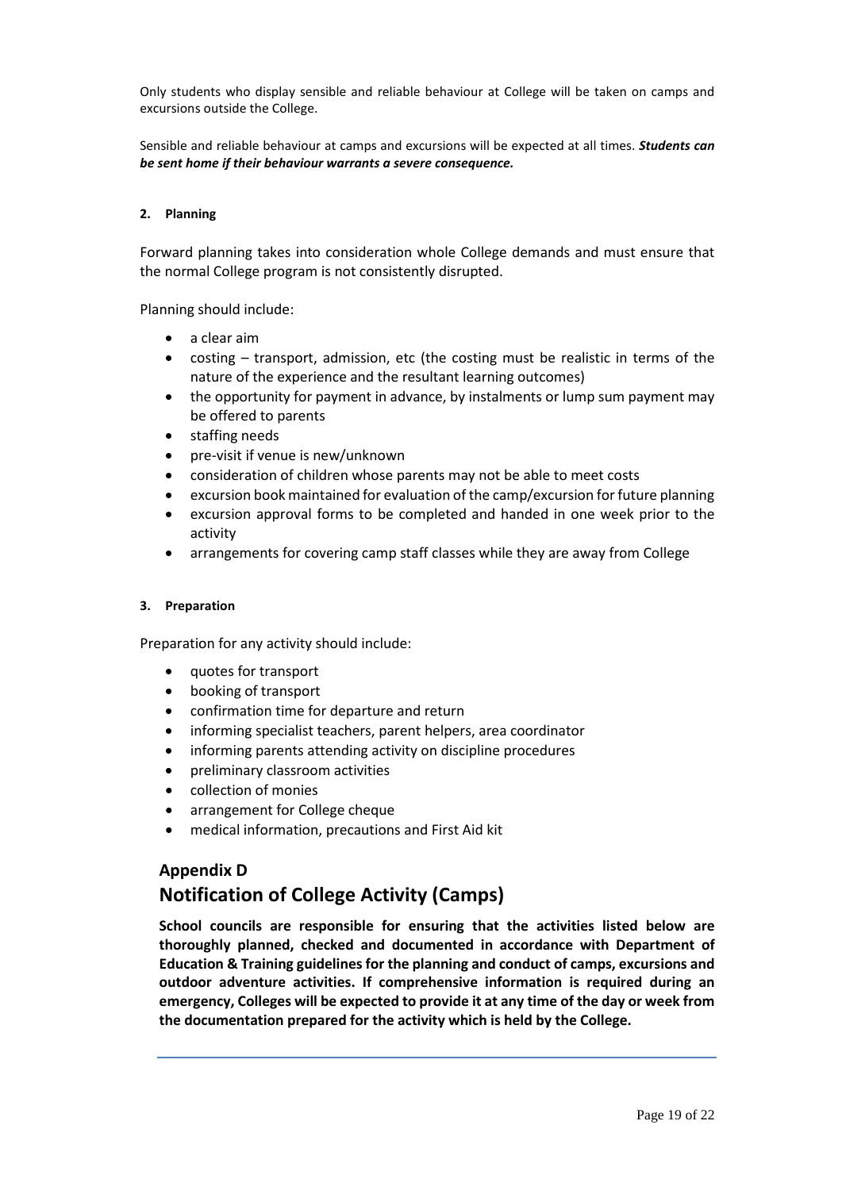Only students who display sensible and reliable behaviour at College will be taken on camps and excursions outside the College.

Sensible and reliable behaviour at camps and excursions will be expected at all times. ***Students can be sent home if their behaviour warrants a severe consequence.***

#### 2. Planning

Forward planning takes into consideration whole College demands and must ensure that the normal College program is not consistently disrupted.

Planning should include:

- a clear aim
- costing – transport, admission, etc (the costing must be realistic in terms of the nature of the experience and the resultant learning outcomes)
- the opportunity for payment in advance, by instalments or lump sum payment may be offered to parents
- staffing needs
- pre-visit if venue is new/unknown
- consideration of children whose parents may not be able to meet costs
- excursion book maintained for evaluation of the camp/excursion for future planning
- excursion approval forms to be completed and handed in one week prior to the activity
- arrangements for covering camp staff classes while they are away from College

#### 3. Preparation

Preparation for any activity should include:

- quotes for transport
- booking of transport
- confirmation time for departure and return
- informing specialist teachers, parent helpers, area coordinator
- informing parents attending activity on discipline procedures
- preliminary classroom activities
- collection of monies
- arrangement for College cheque
- medical information, precautions and First Aid kit

## Appendix D

## Notification of College Activity (Camps)

**School councils are responsible for ensuring that the activities listed below are thoroughly planned, checked and documented in accordance with Department of Education & Training guidelines for the planning and conduct of camps, excursions and outdoor adventure activities. If comprehensive information is required during an emergency, Colleges will be expected to provide it at any time of the day or week from the documentation prepared for the activity which is held by the College.**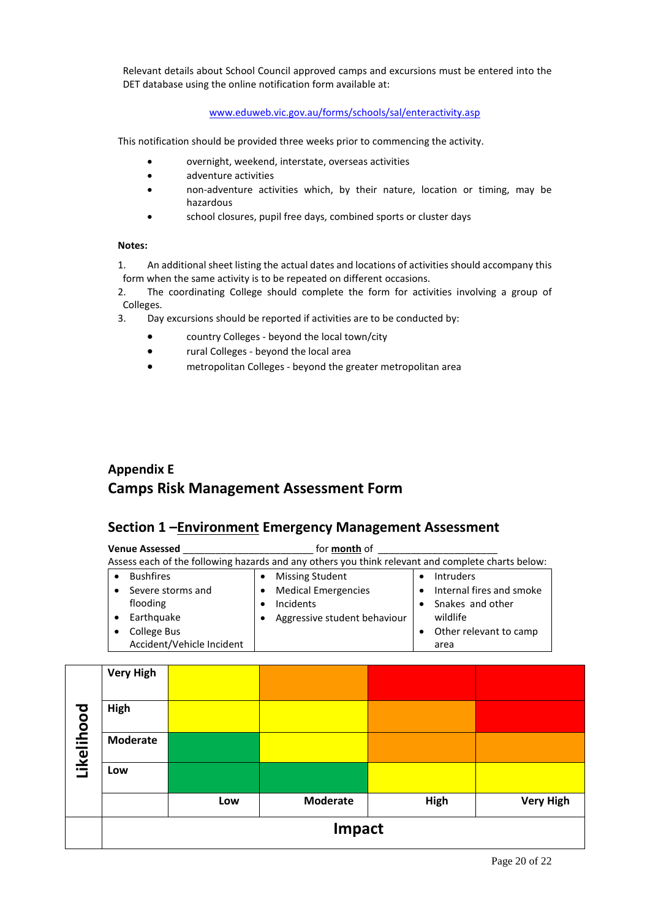Relevant details about School Council approved camps and excursions must be entered into the DET database using the online notification form available at:

www.eduweb.vic.gov.au/forms/schools/sal/enteractivity.asp

This notification should be provided three weeks prior to commencing the activity.

- overnight, weekend, interstate, overseas activities
- adventure activities
- non-adventure activities which, by their nature, location or timing, may be hazardous
- school closures, pupil free days, combined sports or cluster days

**Notes:**

1. An additional sheet listing the actual dates and locations of activities should accompany this form when the same activity is to be repeated on different occasions.
2. The coordinating College should complete the form for activities involving a group of Colleges.
3. Day excursions should be reported if activities are to be conducted by:
   - country Colleges - beyond the local town/city
   - rural Colleges - beyond the local area
   - metropolitan Colleges - beyond the greater metropolitan area

## Appendix E

## Camps Risk Management Assessment Form

### Section 1 –Environment Emergency Management Assessment

**Venue Assessed** \_\_\_\_\_\_\_\_\_\_\_\_\_\_\_\_\_\_\_\_\_\_\_\_ for **month** of \_\_\_\_\_\_\_\_\_\_\_\_\_\_\_\_\_\_\_\_\_\_

Assess each of the following hazards and any others you think relevant and complete charts below:

| | | |
|---|---|---|
| • Bushfires<br>• Severe storms and flooding<br>• Earthquake<br>• College Bus Accident/Vehicle Incident | • Missing Student<br>• Medical Emergencies<br>• Incidents<br>• Aggressive student behaviour | • Intruders<br>• Internal fires and smoke<br>• Snakes and other wildlife<br>• Other relevant to camp area |

| Likelihood | | | | | |
|---|---|---|---|---|---|
| | **Very High** | | | | |
| | **High** | | | | |
| | **Moderate** | | | | |
| | **Low** | | | | |
| | | **Low** | **Moderate** | **High** | **Very High** |
| | **Impact** | | | | |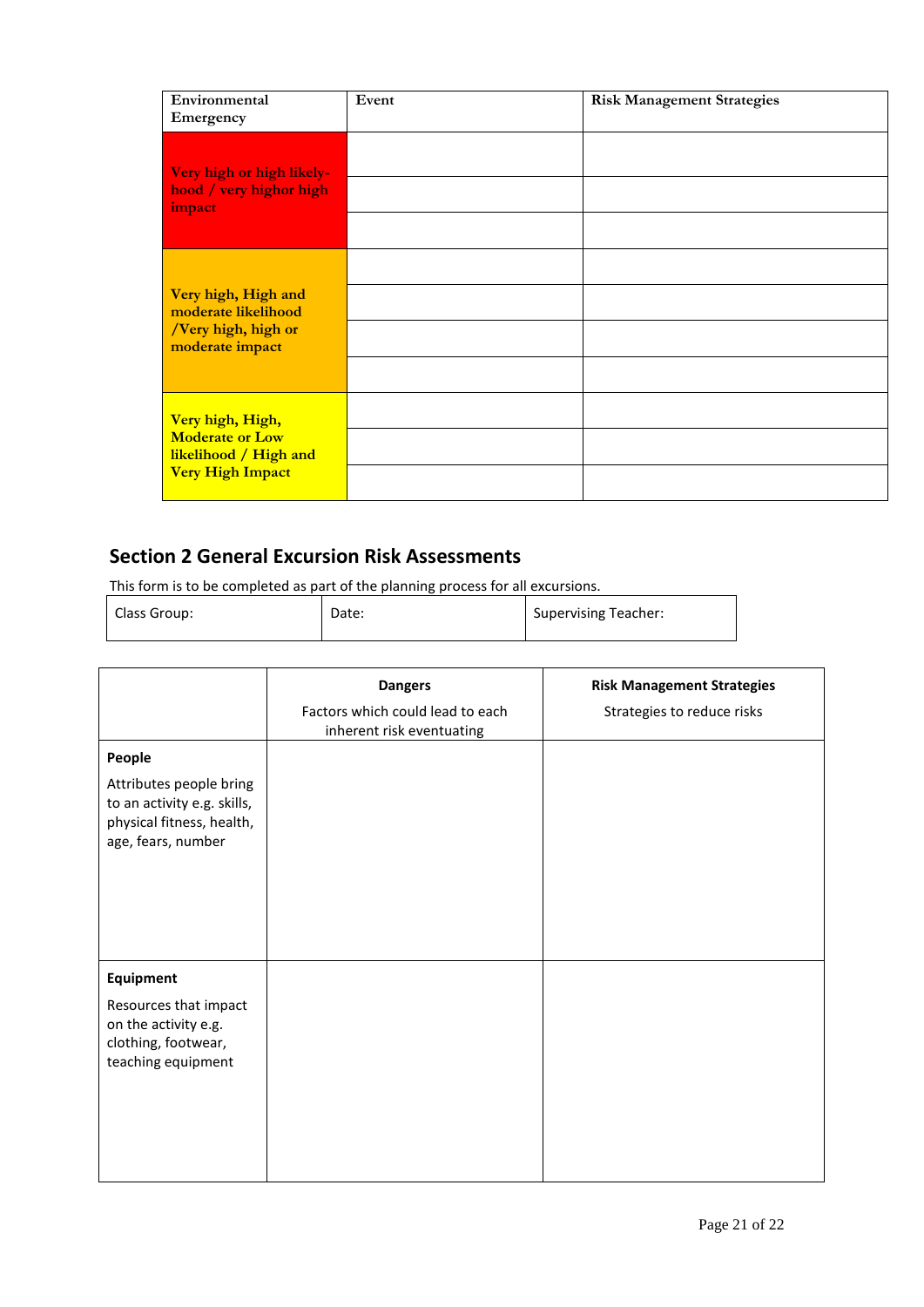| Environmental Emergency | Event | Risk Management Strategies |
|---|---|---|
| Very high or high likely-hood / very highor high impact | | |
| | | |
| | | |
| Very high, High and moderate likelihood /Very high, high or moderate impact | | |
| | | |
| | | |
| | | |
| Very high, High, Moderate or Low likelihood / High and Very High Impact | | |
| | | |
| | | |

## Section 2 General Excursion Risk Assessments

This form is to be completed as part of the planning process for all excursions.

| Class Group: | Date: | Supervising Teacher: |
|---|---|---|

| | **Dangers**<br>Factors which could lead to each inherent risk eventuating | **Risk Management Strategies**<br>Strategies to reduce risks |
|---|---|---|
| **People**<br>Attributes people bring to an activity e.g. skills, physical fitness, health, age, fears, number | | |
| **Equipment**<br>Resources that impact on the activity e.g. clothing, footwear, teaching equipment | | |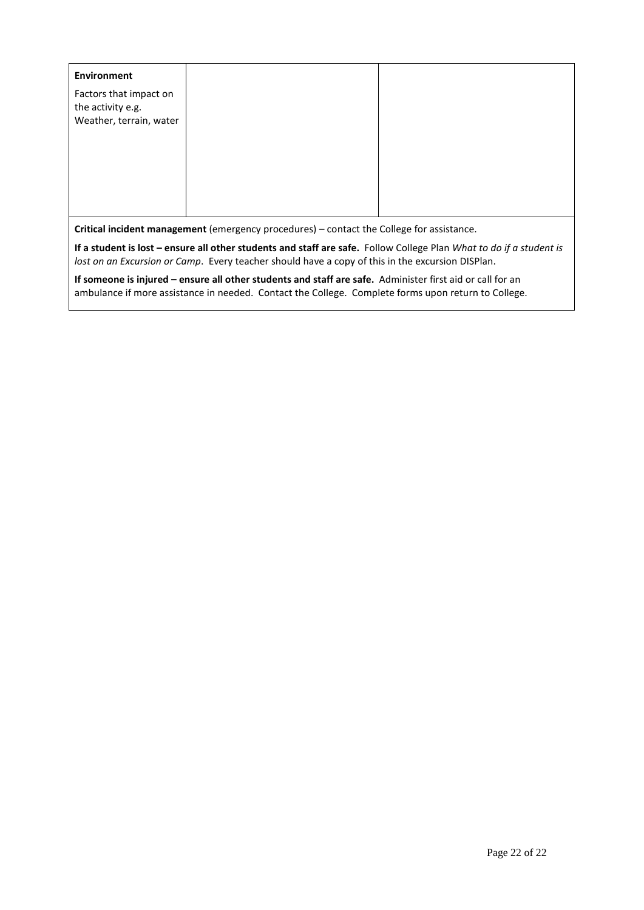| | | |
|---|---|---|
| **Environment**<br><br>Factors that impact on the activity e.g. Weather, terrain, water | | |

**Critical incident management** (emergency procedures) – contact the College for assistance.

**If a student is lost – ensure all other students and staff are safe.** Follow College Plan *What to do if a student is lost on an Excursion or Camp*. Every teacher should have a copy of this in the excursion DISPlan.

**If someone is injured – ensure all other students and staff are safe.** Administer first aid or call for an ambulance if more assistance in needed. Contact the College. Complete forms upon return to College.